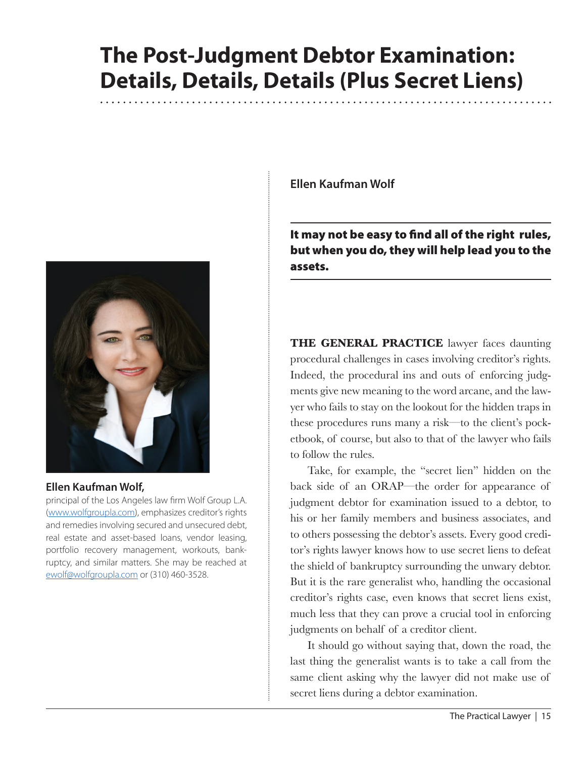# The Post-Judgment Debtor Examination: Details, Details, Details (Plus Secret Liens)

**Ellen Kaufman Wolf,**
principal of the Los Angeles law firm Wolf Group L.A. (www.wolfgroupla.com), emphasizes creditor's rights and remedies involving secured and unsecured debt, real estate and asset-based loans, vendor leasing, portfolio recovery management, workouts, bankruptcy, and similar matters. She may be reached at ewolf@wolfgroupla.com or (310) 460-3528.

**Ellen Kaufman Wolf**

**It may not be easy to find all of the right rules, but when you do, they will help lead you to the assets.**

**THE GENERAL PRACTICE** lawyer faces daunting procedural challenges in cases involving creditor's rights. Indeed, the procedural ins and outs of enforcing judgments give new meaning to the word arcane, and the lawyer who fails to stay on the lookout for the hidden traps in these procedures runs many a risk—to the client's pocketbook, of course, but also to that of the lawyer who fails to follow the rules.

Take, for example, the "secret lien" hidden on the back side of an ORAP—the order for appearance of judgment debtor for examination issued to a debtor, to his or her family members and business associates, and to others possessing the debtor's assets. Every good creditor's rights lawyer knows how to use secret liens to defeat the shield of bankruptcy surrounding the unwary debtor. But it is the rare generalist who, handling the occasional creditor's rights case, even knows that secret liens exist, much less that they can prove a crucial tool in enforcing judgments on behalf of a creditor client.

It should go without saying that, down the road, the last thing the generalist wants is to take a call from the same client asking why the lawyer did not make use of secret liens during a debtor examination.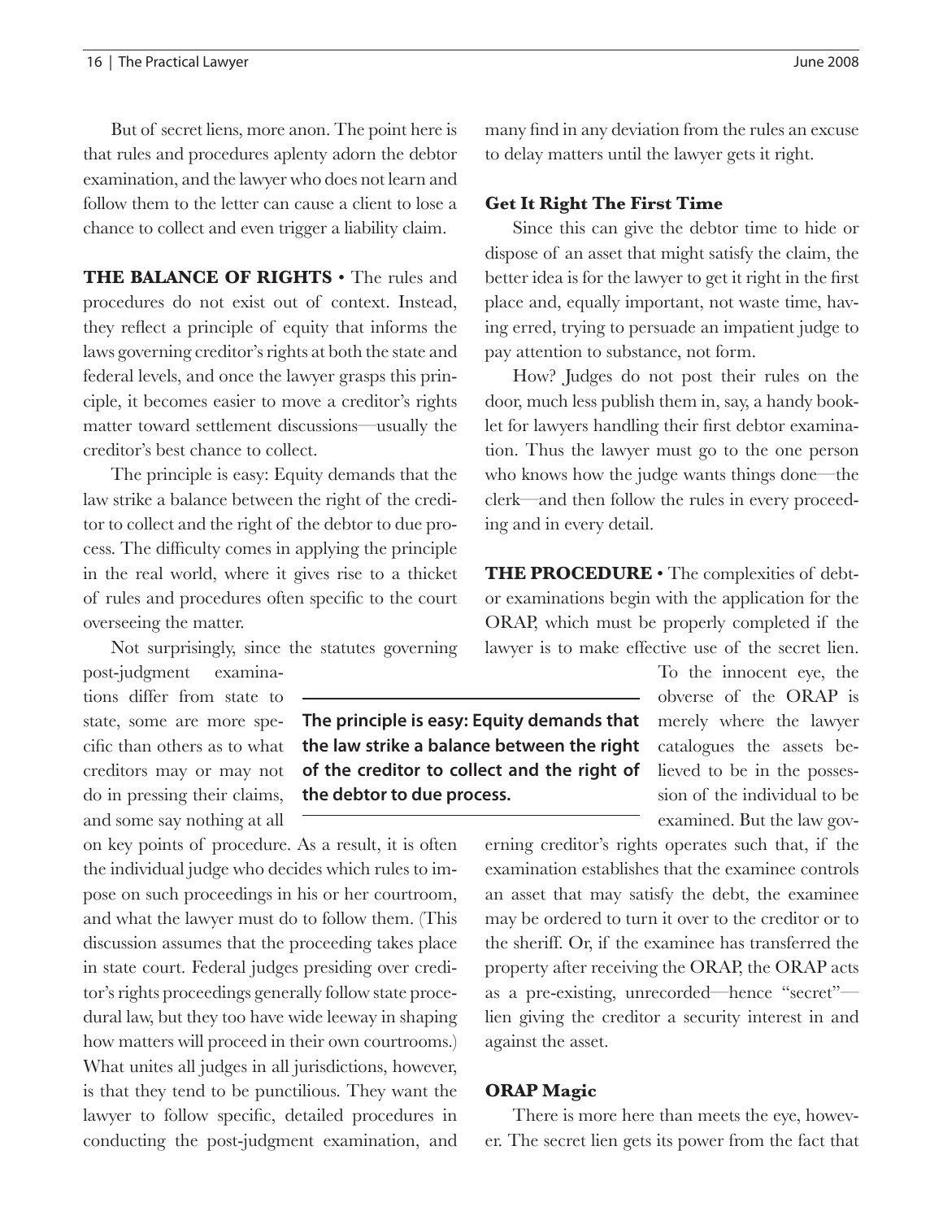But of secret liens, more anon. The point here is that rules and procedures aplenty adorn the debtor examination, and the lawyer who does not learn and follow them to the letter can cause a client to lose a chance to collect and even trigger a liability claim.

**THE BALANCE OF RIGHTS** • The rules and procedures do not exist out of context. Instead, they reflect a principle of equity that informs the laws governing creditor's rights at both the state and federal levels, and once the lawyer grasps this principle, it becomes easier to move a creditor's rights matter toward settlement discussions—usually the creditor's best chance to collect.

The principle is easy: Equity demands that the law strike a balance between the right of the creditor to collect and the right of the debtor to due process. The difficulty comes in applying the principle in the real world, where it gives rise to a thicket of rules and procedures often specific to the court overseeing the matter.

Not surprisingly, since the statutes governing post-judgment examinations differ from state to state, some are more specific than others as to what creditors may or may not do in pressing their claims, and some say nothing at all on key points of procedure. As a result, it is often the individual judge who decides which rules to impose on such proceedings in his or her courtroom, and what the lawyer must do to follow them. (This discussion assumes that the proceeding takes place in state court. Federal judges presiding over creditor's rights proceedings generally follow state procedural law, but they too have wide leeway in shaping how matters will proceed in their own courtrooms.) What unites all judges in all jurisdictions, however, is that they tend to be punctilious. They want the lawyer to follow specific, detailed procedures in conducting the post-judgment examination, and many find in any deviation from the rules an excuse to delay matters until the lawyer gets it right.

> **The principle is easy: Equity demands that the law strike a balance between the right of the creditor to collect and the right of the debtor to due process.**

### Get It Right The First Time

Since this can give the debtor time to hide or dispose of an asset that might satisfy the claim, the better idea is for the lawyer to get it right in the first place and, equally important, not waste time, having erred, trying to persuade an impatient judge to pay attention to substance, not form.

How? Judges do not post their rules on the door, much less publish them in, say, a handy booklet for lawyers handling their first debtor examination. Thus the lawyer must go to the one person who knows how the judge wants things done—the clerk—and then follow the rules in every proceeding and in every detail.

**THE PROCEDURE** • The complexities of debtor examinations begin with the application for the ORAP, which must be properly completed if the lawyer is to make effective use of the secret lien. To the innocent eye, the obverse of the ORAP is merely where the lawyer catalogues the assets believed to be in the possession of the individual to be examined. But the law governing creditor's rights operates such that, if the examination establishes that the examinee controls an asset that may satisfy the debt, the examinee may be ordered to turn it over to the creditor or to the sheriff. Or, if the examinee has transferred the property after receiving the ORAP, the ORAP acts as a pre-existing, unrecorded—hence "secret"—lien giving the creditor a security interest in and against the asset.

### ORAP Magic

There is more here than meets the eye, however. The secret lien gets its power from the fact that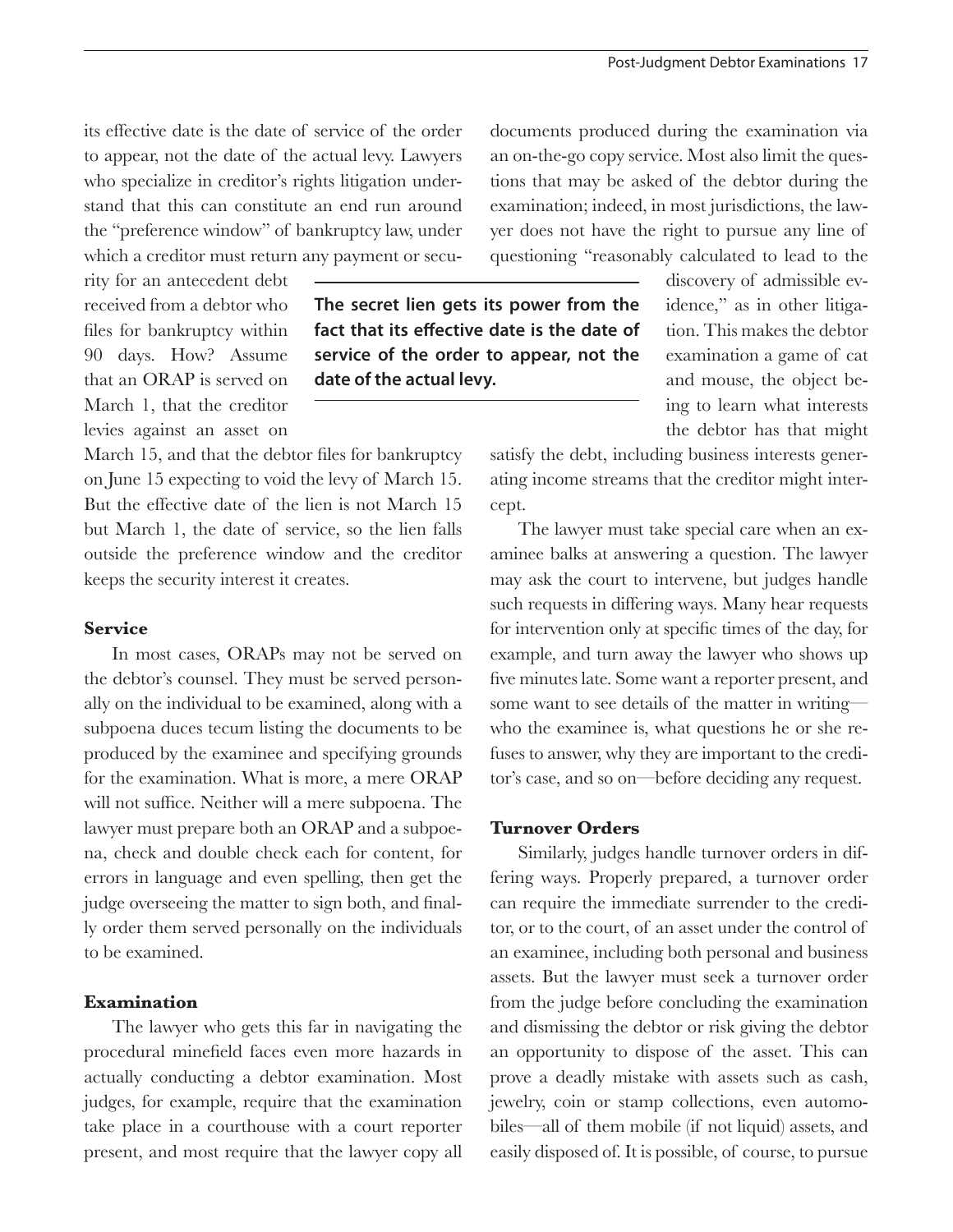its effective date is the date of service of the order to appear, not the date of the actual levy. Lawyers who specialize in creditor's rights litigation understand that this can constitute an end run around the "preference window" of bankruptcy law, under which a creditor must return any payment or security for an antecedent debt received from a debtor who files for bankruptcy within 90 days. How? Assume that an ORAP is served on March 1, that the creditor levies against an asset on March 15, and that the debtor files for bankruptcy on June 15 expecting to void the levy of March 15. But the effective date of the lien is not March 15 but March 1, the date of service, so the lien falls outside the preference window and the creditor keeps the security interest it creates.

**The secret lien gets its power from the fact that its effective date is the date of service of the order to appear, not the date of the actual levy.**

### Service

In most cases, ORAPs may not be served on the debtor's counsel. They must be served personally on the individual to be examined, along with a subpoena duces tecum listing the documents to be produced by the examinee and specifying grounds for the examination. What is more, a mere ORAP will not suffice. Neither will a mere subpoena. The lawyer must prepare both an ORAP and a subpoena, check and double check each for content, for errors in language and even spelling, then get the judge overseeing the matter to sign both, and finally order them served personally on the individuals to be examined.

### Examination

The lawyer who gets this far in navigating the procedural minefield faces even more hazards in actually conducting a debtor examination. Most judges, for example, require that the examination take place in a courthouse with a court reporter present, and most require that the lawyer copy all documents produced during the examination via an on-the-go copy service. Most also limit the questions that may be asked of the debtor during the examination; indeed, in most jurisdictions, the lawyer does not have the right to pursue any line of questioning "reasonably calculated to lead to the discovery of admissible evidence," as in other litigation. This makes the debtor examination a game of cat and mouse, the object being to learn what interests the debtor has that might satisfy the debt, including business interests generating income streams that the creditor might intercept.

The lawyer must take special care when an examinee balks at answering a question. The lawyer may ask the court to intervene, but judges handle such requests in differing ways. Many hear requests for intervention only at specific times of the day, for example, and turn away the lawyer who shows up five minutes late. Some want a reporter present, and some want to see details of the matter in writing—who the examinee is, what questions he or she refuses to answer, why they are important to the creditor's case, and so on—before deciding any request.

### Turnover Orders

Similarly, judges handle turnover orders in differing ways. Properly prepared, a turnover order can require the immediate surrender to the creditor, or to the court, of an asset under the control of an examinee, including both personal and business assets. But the lawyer must seek a turnover order from the judge before concluding the examination and dismissing the debtor or risk giving the debtor an opportunity to dispose of the asset. This can prove a deadly mistake with assets such as cash, jewelry, coin or stamp collections, even automobiles—all of them mobile (if not liquid) assets, and easily disposed of. It is possible, of course, to pursue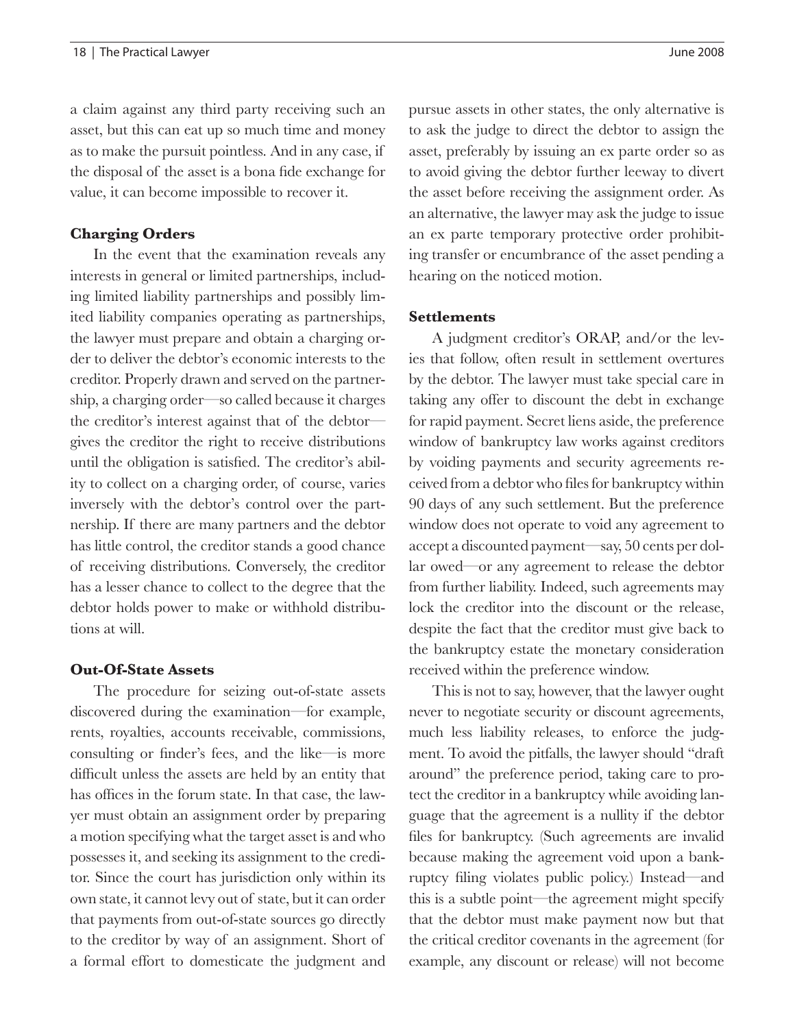a claim against any third party receiving such an asset, but this can eat up so much time and money as to make the pursuit pointless. And in any case, if the disposal of the asset is a bona fide exchange for value, it can become impossible to recover it.

### Charging Orders

In the event that the examination reveals any interests in general or limited partnerships, including limited liability partnerships and possibly limited liability companies operating as partnerships, the lawyer must prepare and obtain a charging order to deliver the debtor's economic interests to the creditor. Properly drawn and served on the partnership, a charging order—so called because it charges the creditor's interest against that of the debtor—gives the creditor the right to receive distributions until the obligation is satisfied. The creditor's ability to collect on a charging order, of course, varies inversely with the debtor's control over the partnership. If there are many partners and the debtor has little control, the creditor stands a good chance of receiving distributions. Conversely, the creditor has a lesser chance to collect to the degree that the debtor holds power to make or withhold distributions at will.

### Out-Of-State Assets

The procedure for seizing out-of-state assets discovered during the examination—for example, rents, royalties, accounts receivable, commissions, consulting or finder's fees, and the like—is more difficult unless the assets are held by an entity that has offices in the forum state. In that case, the lawyer must obtain an assignment order by preparing a motion specifying what the target asset is and who possesses it, and seeking its assignment to the creditor. Since the court has jurisdiction only within its own state, it cannot levy out of state, but it can order that payments from out-of-state sources go directly to the creditor by way of an assignment. Short of a formal effort to domesticate the judgment and pursue assets in other states, the only alternative is to ask the judge to direct the debtor to assign the asset, preferably by issuing an ex parte order so as to avoid giving the debtor further leeway to divert the asset before receiving the assignment order. As an alternative, the lawyer may ask the judge to issue an ex parte temporary protective order prohibiting transfer or encumbrance of the asset pending a hearing on the noticed motion.

### Settlements

A judgment creditor's ORAP, and/or the levies that follow, often result in settlement overtures by the debtor. The lawyer must take special care in taking any offer to discount the debt in exchange for rapid payment. Secret liens aside, the preference window of bankruptcy law works against creditors by voiding payments and security agreements received from a debtor who files for bankruptcy within 90 days of any such settlement. But the preference window does not operate to void any agreement to accept a discounted payment—say, 50 cents per dollar owed—or any agreement to release the debtor from further liability. Indeed, such agreements may lock the creditor into the discount or the release, despite the fact that the creditor must give back to the bankruptcy estate the monetary consideration received within the preference window.

This is not to say, however, that the lawyer ought never to negotiate security or discount agreements, much less liability releases, to enforce the judgment. To avoid the pitfalls, the lawyer should "draft around" the preference period, taking care to protect the creditor in a bankruptcy while avoiding language that the agreement is a nullity if the debtor files for bankruptcy. (Such agreements are invalid because making the agreement void upon a bankruptcy filing violates public policy.) Instead—and this is a subtle point—the agreement might specify that the debtor must make payment now but that the critical creditor covenants in the agreement (for example, any discount or release) will not become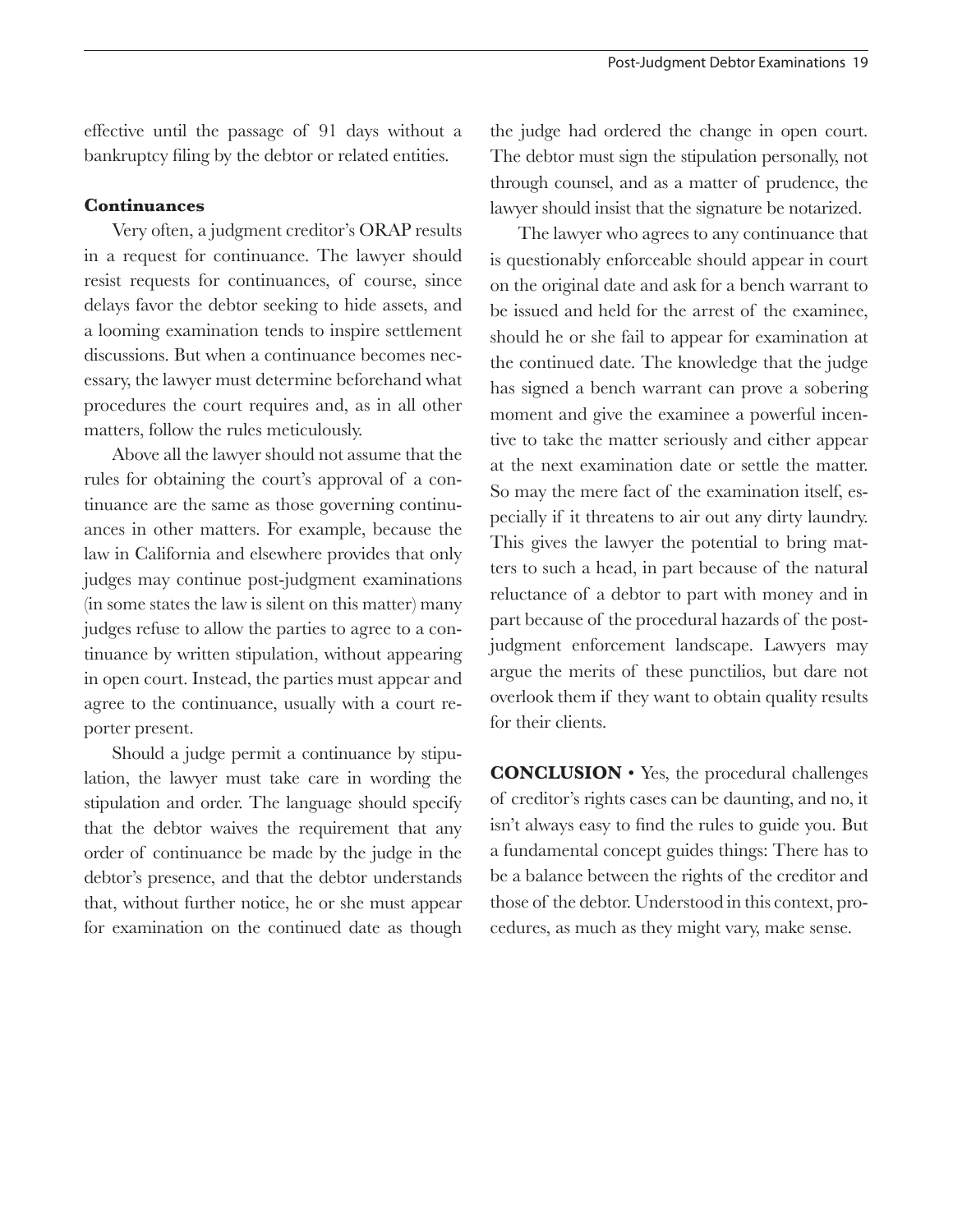effective until the passage of 91 days without a bankruptcy filing by the debtor or related entities.

### Continuances

Very often, a judgment creditor's ORAP results in a request for continuance. The lawyer should resist requests for continuances, of course, since delays favor the debtor seeking to hide assets, and a looming examination tends to inspire settlement discussions. But when a continuance becomes necessary, the lawyer must determine beforehand what procedures the court requires and, as in all other matters, follow the rules meticulously.

Above all the lawyer should not assume that the rules for obtaining the court's approval of a continuance are the same as those governing continuances in other matters. For example, because the law in California and elsewhere provides that only judges may continue post-judgment examinations (in some states the law is silent on this matter) many judges refuse to allow the parties to agree to a continuance by written stipulation, without appearing in open court. Instead, the parties must appear and agree to the continuance, usually with a court reporter present.

Should a judge permit a continuance by stipulation, the lawyer must take care in wording the stipulation and order. The language should specify that the debtor waives the requirement that any order of continuance be made by the judge in the debtor's presence, and that the debtor understands that, without further notice, he or she must appear for examination on the continued date as though the judge had ordered the change in open court. The debtor must sign the stipulation personally, not through counsel, and as a matter of prudence, the lawyer should insist that the signature be notarized.

The lawyer who agrees to any continuance that is questionably enforceable should appear in court on the original date and ask for a bench warrant to be issued and held for the arrest of the examinee, should he or she fail to appear for examination at the continued date. The knowledge that the judge has signed a bench warrant can prove a sobering moment and give the examinee a powerful incentive to take the matter seriously and either appear at the next examination date or settle the matter. So may the mere fact of the examination itself, especially if it threatens to air out any dirty laundry. This gives the lawyer the potential to bring matters to such a head, in part because of the natural reluctance of a debtor to part with money and in part because of the procedural hazards of the post-judgment enforcement landscape. Lawyers may argue the merits of these punctilios, but dare not overlook them if they want to obtain quality results for their clients.

**CONCLUSION** • Yes, the procedural challenges of creditor's rights cases can be daunting, and no, it isn't always easy to find the rules to guide you. But a fundamental concept guides things: There has to be a balance between the rights of the creditor and those of the debtor. Understood in this context, procedures, as much as they might vary, make sense.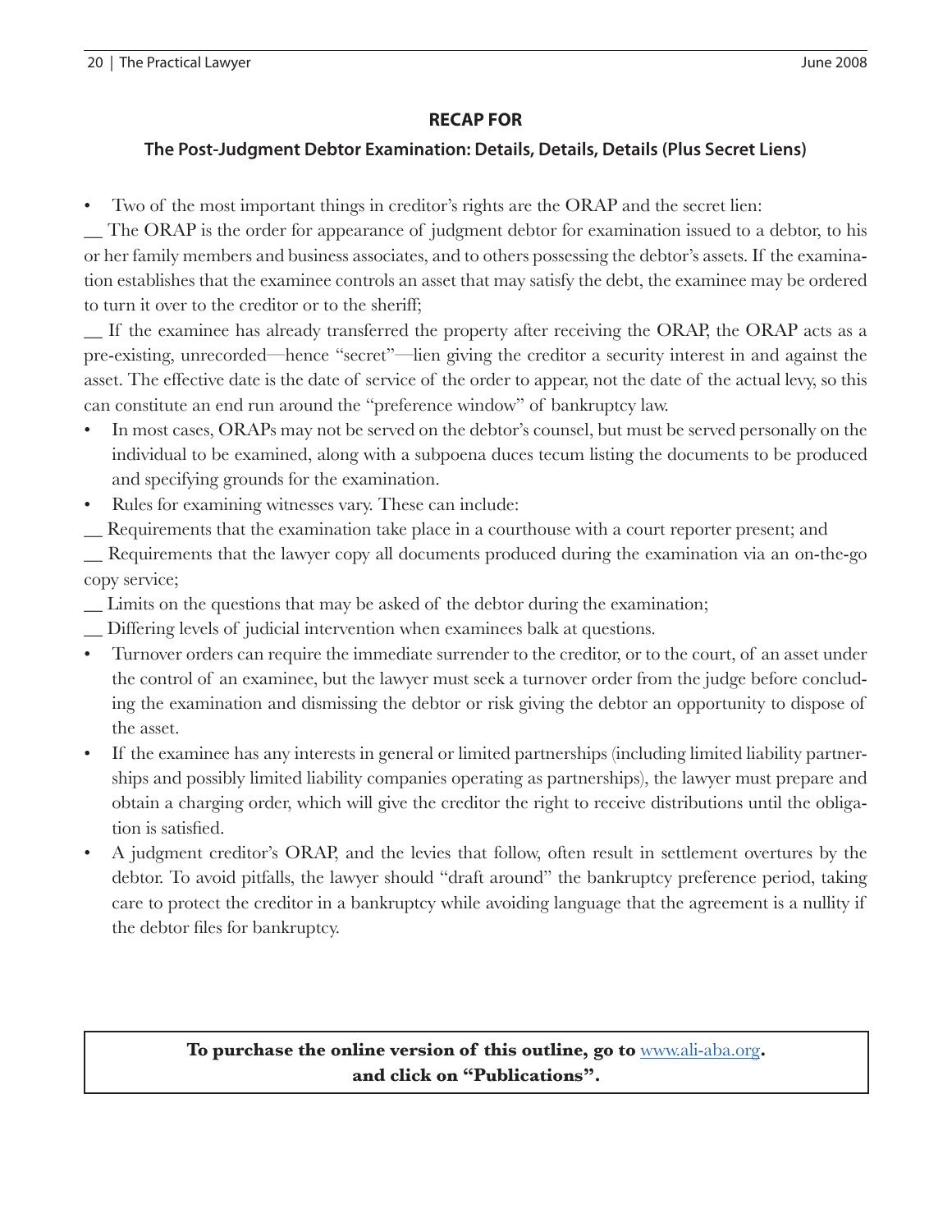## RECAP FOR

### The Post-Judgment Debtor Examination: Details, Details, Details (Plus Secret Liens)

- Two of the most important things in creditor's rights are the ORAP and the secret lien:

__ The ORAP is the order for appearance of judgment debtor for examination issued to a debtor, to his or her family members and business associates, and to others possessing the debtor's assets. If the examination establishes that the examinee controls an asset that may satisfy the debt, the examinee may be ordered to turn it over to the creditor or to the sheriff;

__ If the examinee has already transferred the property after receiving the ORAP, the ORAP acts as a pre-existing, unrecorded—hence "secret"—lien giving the creditor a security interest in and against the asset. The effective date is the date of service of the order to appear, not the date of the actual levy, so this can constitute an end run around the "preference window" of bankruptcy law.

- In most cases, ORAPs may not be served on the debtor's counsel, but must be served personally on the individual to be examined, along with a subpoena duces tecum listing the documents to be produced and specifying grounds for the examination.
- Rules for examining witnesses vary. These can include:

__ Requirements that the examination take place in a courthouse with a court reporter present; and

__ Requirements that the lawyer copy all documents produced during the examination via an on-the-go copy service;

__ Limits on the questions that may be asked of the debtor during the examination;

__ Differing levels of judicial intervention when examinees balk at questions.

- Turnover orders can require the immediate surrender to the creditor, or to the court, of an asset under the control of an examinee, but the lawyer must seek a turnover order from the judge before concluding the examination and dismissing the debtor or risk giving the debtor an opportunity to dispose of the asset.
- If the examinee has any interests in general or limited partnerships (including limited liability partnerships and possibly limited liability companies operating as partnerships), the lawyer must prepare and obtain a charging order, which will give the creditor the right to receive distributions until the obligation is satisfied.
- A judgment creditor's ORAP, and the levies that follow, often result in settlement overtures by the debtor. To avoid pitfalls, the lawyer should "draft around" the bankruptcy preference period, taking care to protect the creditor in a bankruptcy while avoiding language that the agreement is a nullity if the debtor files for bankruptcy.

**To purchase the online version of this outline, go to www.ali-aba.org. and click on "Publications".**